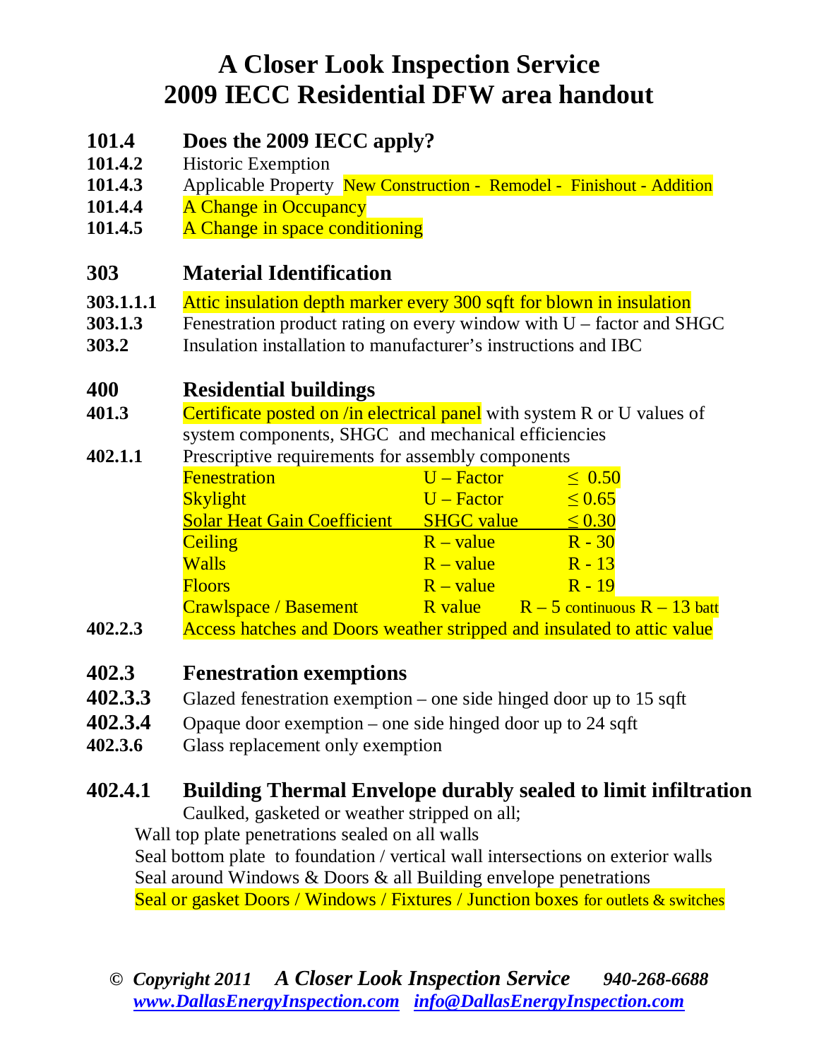# A Closer Look Inspection Service
# 2009 IECC Residential DFW area handout

## 101.4 Does the 2009 IECC apply?

**101.4.2** Historic Exemption

**101.4.3** Applicable Property New Construction - Remodel - Finishout - Addition

**101.4.4** A Change in Occupancy

**101.4.5** A Change in space conditioning

## 303 Material Identification

**303.1.1.1** Attic insulation depth marker every 300 sqft for blown in insulation

**303.1.3** Fenestration product rating on every window with U – factor and SHGC

**303.2** Insulation installation to manufacturer's instructions and IBC

## 400 Residential buildings

**401.3** Certificate posted on /in electrical panel with system R or U values of system components, SHGC and mechanical efficiencies

**402.1.1** Prescriptive requirements for assembly components

| Component | Measure | Requirement |
|---|---|---|
| Fenestration | U – Factor | ≤ 0.50 |
| Skylight | U – Factor | ≤ 0.65 |
| Solar Heat Gain Coefficient | SHGC value | ≤ 0.30 |
| Ceiling | R – value | R - 30 |
| Walls | R – value | R - 13 |
| Floors | R – value | R - 19 |
| Crawlspace / Basement | R value | R – 5 continuous R – 13 batt |

**402.2.3** Access hatches and Doors weather stripped and insulated to attic value

## 402.3 Fenestration exemptions

**402.3.3** Glazed fenestration exemption – one side hinged door up to 15 sqft

**402.3.4** Opaque door exemption – one side hinged door up to 24 sqft

**402.3.6** Glass replacement only exemption

## 402.4.1 Building Thermal Envelope durably sealed to limit infiltration

Caulked, gasketed or weather stripped on all;

Wall top plate penetrations sealed on all walls

Seal bottom plate to foundation / vertical wall intersections on exterior walls

Seal around Windows & Doors & all Building envelope penetrations

Seal or gasket Doors / Windows / Fixtures / Junction boxes for outlets & switches

*© Copyright 2011* ***A Closer Look Inspection Service*** ***940-268-6688***

***www.DallasEnergyInspection.com*** ***info@DallasEnergyInspection.com***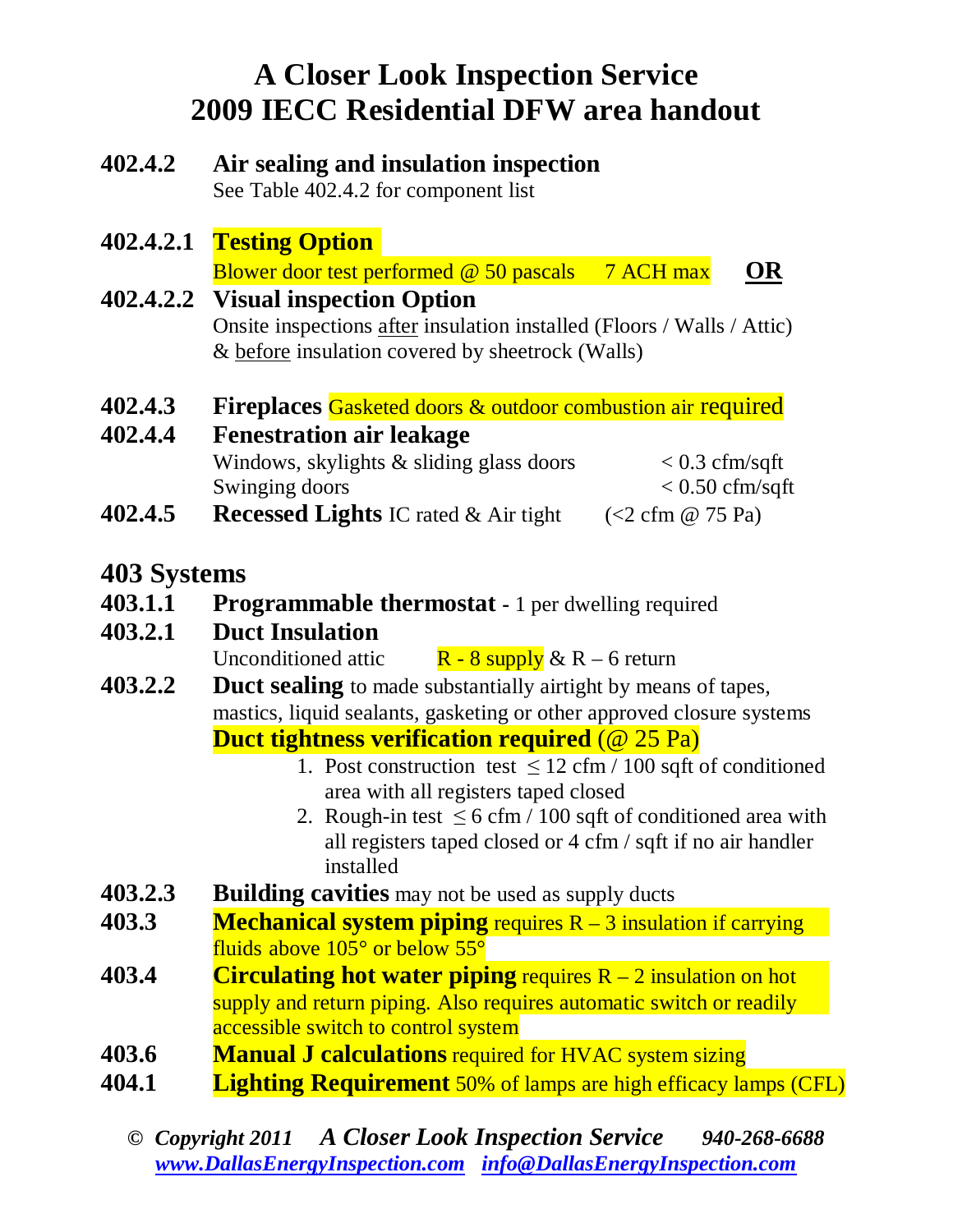# A Closer Look Inspection Service
# 2009 IECC Residential DFW area handout

**402.4.2 Air sealing and insulation inspection**
See Table 402.4.2 for component list

**402.4.2.1 Testing Option**
Blower door test performed @ 50 pascals 7 ACH max **OR**

**402.4.2.2 Visual inspection Option**
Onsite inspections after insulation installed (Floors / Walls / Attic) & before insulation covered by sheetrock (Walls)

**402.4.3 Fireplaces** Gasketed doors & outdoor combustion air required

**402.4.4 Fenestration air leakage**

| | |
|---|---|
| Windows, skylights & sliding glass doors | < 0.3 cfm/sqft |
| Swinging doors | < 0.50 cfm/sqft |

**402.4.5 Recessed Lights** IC rated & Air tight (<2 cfm @ 75 Pa)

## 403 Systems

**403.1.1 Programmable thermostat** - 1 per dwelling required

**403.2.1 Duct Insulation**
Unconditioned attic R - 8 supply & R – 6 return

**403.2.2 Duct sealing** to made substantially airtight by means of tapes, mastics, liquid sealants, gasketing or other approved closure systems
**Duct tightness verification required** (@ 25 Pa)

1. Post construction test ≤ 12 cfm / 100 sqft of conditioned area with all registers taped closed
2. Rough-in test ≤ 6 cfm / 100 sqft of conditioned area with all registers taped closed or 4 cfm / sqft if no air handler installed

**403.2.3 Building cavities** may not be used as supply ducts

**403.3 Mechanical system piping** requires R – 3 insulation if carrying fluids above 105° or below 55°

**403.4 Circulating hot water piping** requires R – 2 insulation on hot supply and return piping. Also requires automatic switch or readily accessible switch to control system

**403.6 Manual J calculations** required for HVAC system sizing

**404.1 Lighting Requirement** 50% of lamps are high efficacy lamps (CFL)

*© Copyright 2011 A Closer Look Inspection Service 940-268-6688*
*www.DallasEnergyInspection.com info@DallasEnergyInspection.com*